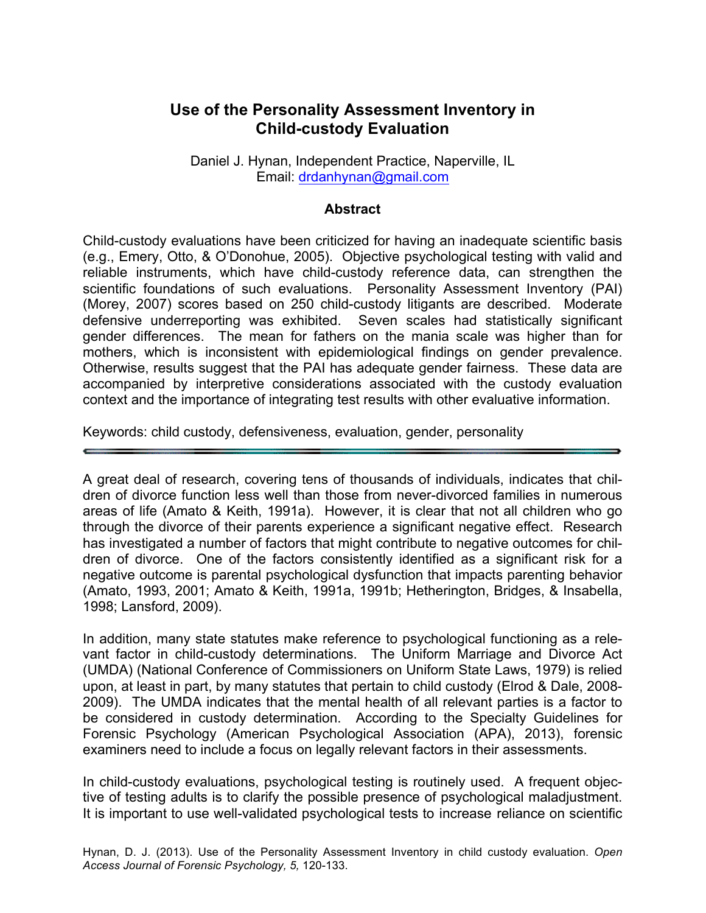# Use of the Personality Assessment Inventory in Child-custody Evaluation

Daniel J. Hynan, Independent Practice, Naperville, IL
Email: drdanhynan@gmail.com

## Abstract

Child-custody evaluations have been criticized for having an inadequate scientific basis (e.g., Emery, Otto, & O'Donohue, 2005). Objective psychological testing with valid and reliable instruments, which have child-custody reference data, can strengthen the scientific foundations of such evaluations. Personality Assessment Inventory (PAI) (Morey, 2007) scores based on 250 child-custody litigants are described. Moderate defensive underreporting was exhibited. Seven scales had statistically significant gender differences. The mean for fathers on the mania scale was higher than for mothers, which is inconsistent with epidemiological findings on gender prevalence. Otherwise, results suggest that the PAI has adequate gender fairness. These data are accompanied by interpretive considerations associated with the custody evaluation context and the importance of integrating test results with other evaluative information.

Keywords: child custody, defensiveness, evaluation, gender, personality

---

A great deal of research, covering tens of thousands of individuals, indicates that children of divorce function less well than those from never-divorced families in numerous areas of life (Amato & Keith, 1991a). However, it is clear that not all children who go through the divorce of their parents experience a significant negative effect. Research has investigated a number of factors that might contribute to negative outcomes for children of divorce. One of the factors consistently identified as a significant risk for a negative outcome is parental psychological dysfunction that impacts parenting behavior (Amato, 1993, 2001; Amato & Keith, 1991a, 1991b; Hetherington, Bridges, & Insabella, 1998; Lansford, 2009).

In addition, many state statutes make reference to psychological functioning as a relevant factor in child-custody determinations. The Uniform Marriage and Divorce Act (UMDA) (National Conference of Commissioners on Uniform State Laws, 1979) is relied upon, at least in part, by many statutes that pertain to child custody (Elrod & Dale, 2008-2009). The UMDA indicates that the mental health of all relevant parties is a factor to be considered in custody determination. According to the Specialty Guidelines for Forensic Psychology (American Psychological Association (APA), 2013), forensic examiners need to include a focus on legally relevant factors in their assessments.

In child-custody evaluations, psychological testing is routinely used. A frequent objective of testing adults is to clarify the possible presence of psychological maladjustment. It is important to use well-validated psychological tests to increase reliance on scientific

Hynan, D. J. (2013). Use of the Personality Assessment Inventory in child custody evaluation. *Open Access Journal of Forensic Psychology, 5,* 120-133.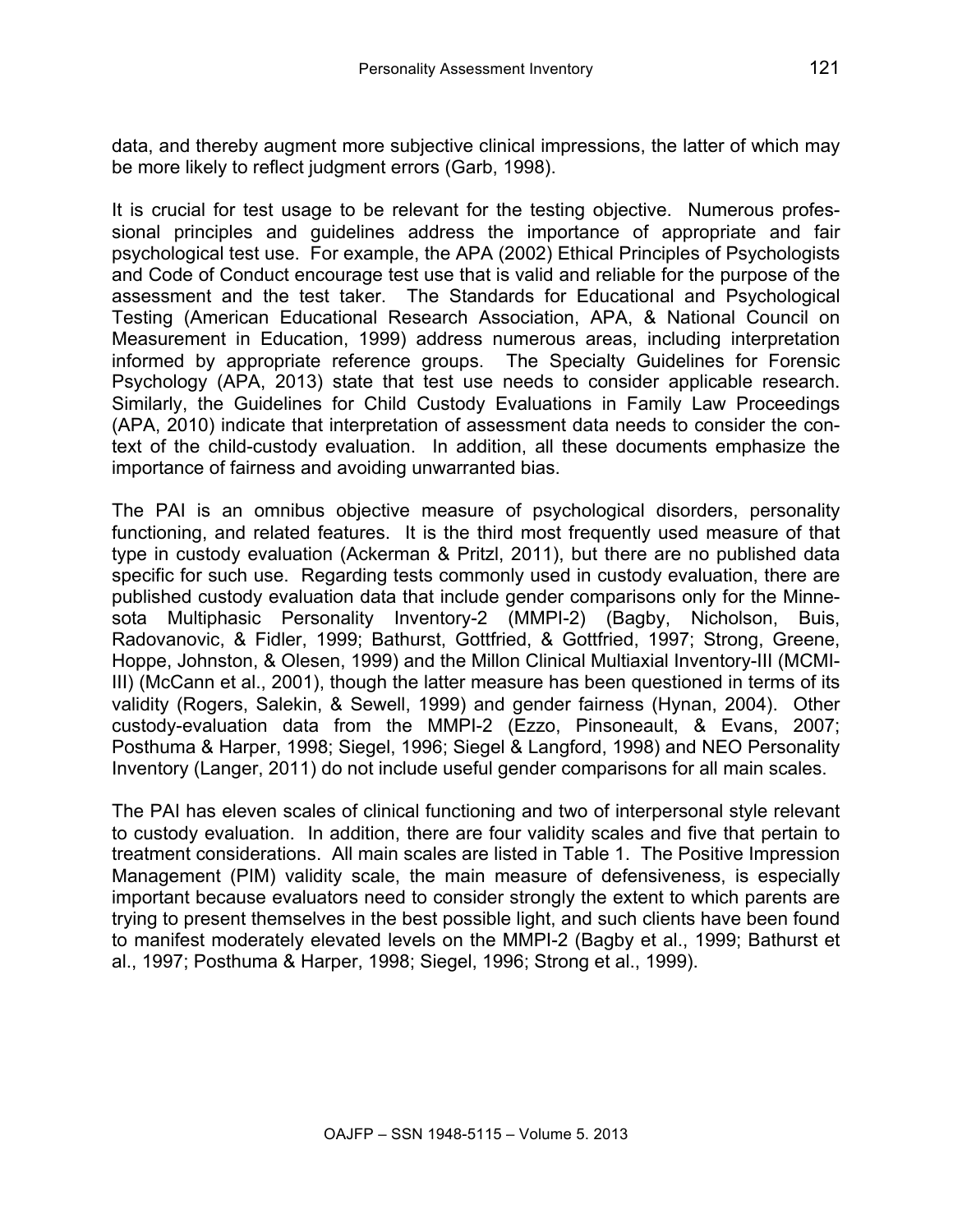data, and thereby augment more subjective clinical impressions, the latter of which may be more likely to reflect judgment errors (Garb, 1998).

It is crucial for test usage to be relevant for the testing objective. Numerous professional principles and guidelines address the importance of appropriate and fair psychological test use. For example, the APA (2002) Ethical Principles of Psychologists and Code of Conduct encourage test use that is valid and reliable for the purpose of the assessment and the test taker. The Standards for Educational and Psychological Testing (American Educational Research Association, APA, & National Council on Measurement in Education, 1999) address numerous areas, including interpretation informed by appropriate reference groups. The Specialty Guidelines for Forensic Psychology (APA, 2013) state that test use needs to consider applicable research. Similarly, the Guidelines for Child Custody Evaluations in Family Law Proceedings (APA, 2010) indicate that interpretation of assessment data needs to consider the context of the child-custody evaluation. In addition, all these documents emphasize the importance of fairness and avoiding unwarranted bias.

The PAI is an omnibus objective measure of psychological disorders, personality functioning, and related features. It is the third most frequently used measure of that type in custody evaluation (Ackerman & Pritzl, 2011), but there are no published data specific for such use. Regarding tests commonly used in custody evaluation, there are published custody evaluation data that include gender comparisons only for the Minnesota Multiphasic Personality Inventory-2 (MMPI-2) (Bagby, Nicholson, Buis, Radovanovic, & Fidler, 1999; Bathurst, Gottfried, & Gottfried, 1997; Strong, Greene, Hoppe, Johnston, & Olesen, 1999) and the Millon Clinical Multiaxial Inventory-III (MCMI-III) (McCann et al., 2001), though the latter measure has been questioned in terms of its validity (Rogers, Salekin, & Sewell, 1999) and gender fairness (Hynan, 2004). Other custody-evaluation data from the MMPI-2 (Ezzo, Pinsoneault, & Evans, 2007; Posthuma & Harper, 1998; Siegel, 1996; Siegel & Langford, 1998) and NEO Personality Inventory (Langer, 2011) do not include useful gender comparisons for all main scales.

The PAI has eleven scales of clinical functioning and two of interpersonal style relevant to custody evaluation. In addition, there are four validity scales and five that pertain to treatment considerations. All main scales are listed in Table 1. The Positive Impression Management (PIM) validity scale, the main measure of defensiveness, is especially important because evaluators need to consider strongly the extent to which parents are trying to present themselves in the best possible light, and such clients have been found to manifest moderately elevated levels on the MMPI-2 (Bagby et al., 1999; Bathurst et al., 1997; Posthuma & Harper, 1998; Siegel, 1996; Strong et al., 1999).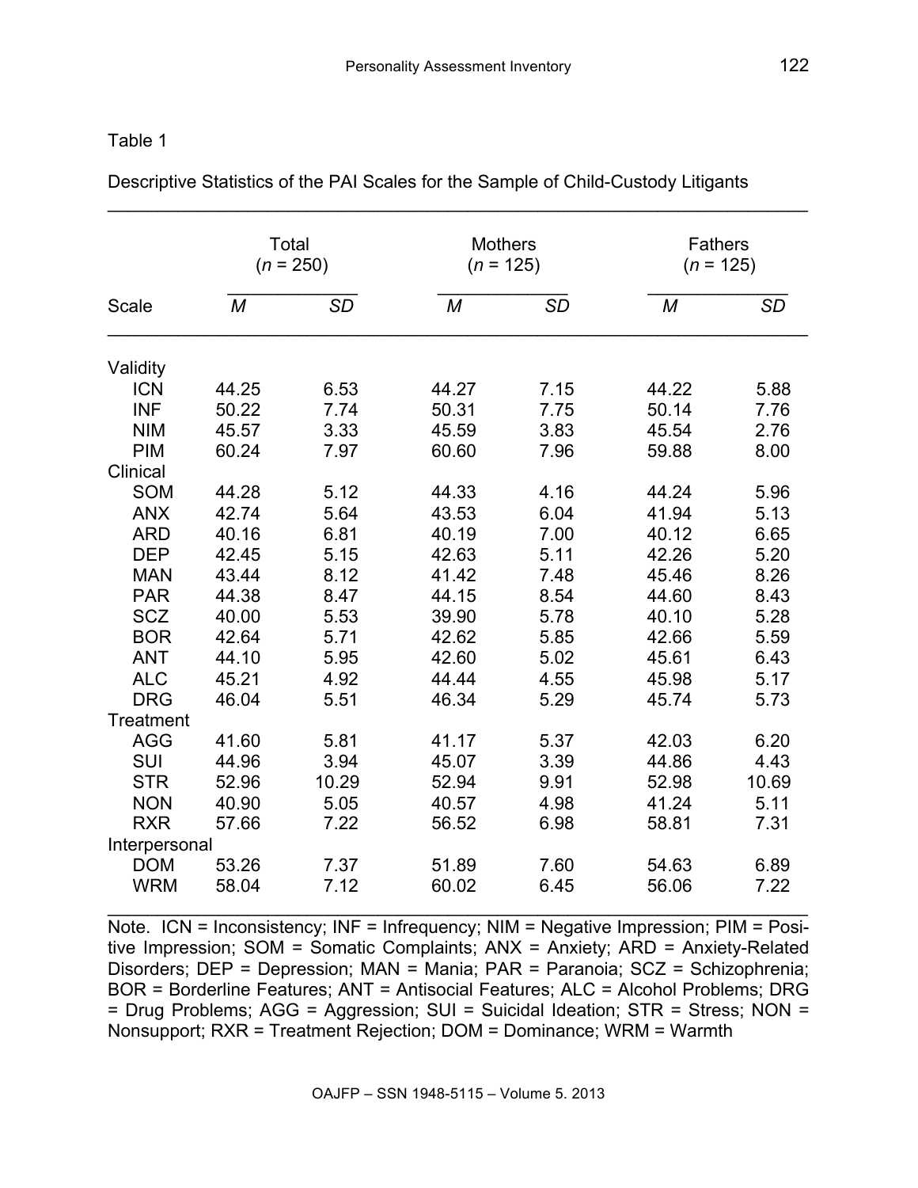Table 1

Descriptive Statistics of the PAI Scales for the Sample of Child-Custody Litigants

| Scale | Total ($n$ = 250) | | Mothers ($n$ = 125) | | Fathers ($n$ = 125) | |
|---|---|---|---|---|---|---|
| | *M* | *SD* | *M* | *SD* | *M* | *SD* |
| Validity | | | | | | |
| ICN | 44.25 | 6.53 | 44.27 | 7.15 | 44.22 | 5.88 |
| INF | 50.22 | 7.74 | 50.31 | 7.75 | 50.14 | 7.76 |
| NIM | 45.57 | 3.33 | 45.59 | 3.83 | 45.54 | 2.76 |
| PIM | 60.24 | 7.97 | 60.60 | 7.96 | 59.88 | 8.00 |
| Clinical | | | | | | |
| SOM | 44.28 | 5.12 | 44.33 | 4.16 | 44.24 | 5.96 |
| ANX | 42.74 | 5.64 | 43.53 | 6.04 | 41.94 | 5.13 |
| ARD | 40.16 | 6.81 | 40.19 | 7.00 | 40.12 | 6.65 |
| DEP | 42.45 | 5.15 | 42.63 | 5.11 | 42.26 | 5.20 |
| MAN | 43.44 | 8.12 | 41.42 | 7.48 | 45.46 | 8.26 |
| PAR | 44.38 | 8.47 | 44.15 | 8.54 | 44.60 | 8.43 |
| SCZ | 40.00 | 5.53 | 39.90 | 5.78 | 40.10 | 5.28 |
| BOR | 42.64 | 5.71 | 42.62 | 5.85 | 42.66 | 5.59 |
| ANT | 44.10 | 5.95 | 42.60 | 5.02 | 45.61 | 6.43 |
| ALC | 45.21 | 4.92 | 44.44 | 4.55 | 45.98 | 5.17 |
| DRG | 46.04 | 5.51 | 46.34 | 5.29 | 45.74 | 5.73 |
| Treatment | | | | | | |
| AGG | 41.60 | 5.81 | 41.17 | 5.37 | 42.03 | 6.20 |
| SUI | 44.96 | 3.94 | 45.07 | 3.39 | 44.86 | 4.43 |
| STR | 52.96 | 10.29 | 52.94 | 9.91 | 52.98 | 10.69 |
| NON | 40.90 | 5.05 | 40.57 | 4.98 | 41.24 | 5.11 |
| RXR | 57.66 | 7.22 | 56.52 | 6.98 | 58.81 | 7.31 |
| Interpersonal | | | | | | |
| DOM | 53.26 | 7.37 | 51.89 | 7.60 | 54.63 | 6.89 |
| WRM | 58.04 | 7.12 | 60.02 | 6.45 | 56.06 | 7.22 |

Note. ICN = Inconsistency; INF = Infrequency; NIM = Negative Impression; PIM = Positive Impression; SOM = Somatic Complaints; ANX = Anxiety; ARD = Anxiety-Related Disorders; DEP = Depression; MAN = Mania; PAR = Paranoia; SCZ = Schizophrenia; BOR = Borderline Features; ANT = Antisocial Features; ALC = Alcohol Problems; DRG = Drug Problems; AGG = Aggression; SUI = Suicidal Ideation; STR = Stress; NON = Nonsupport; RXR = Treatment Rejection; DOM = Dominance; WRM = Warmth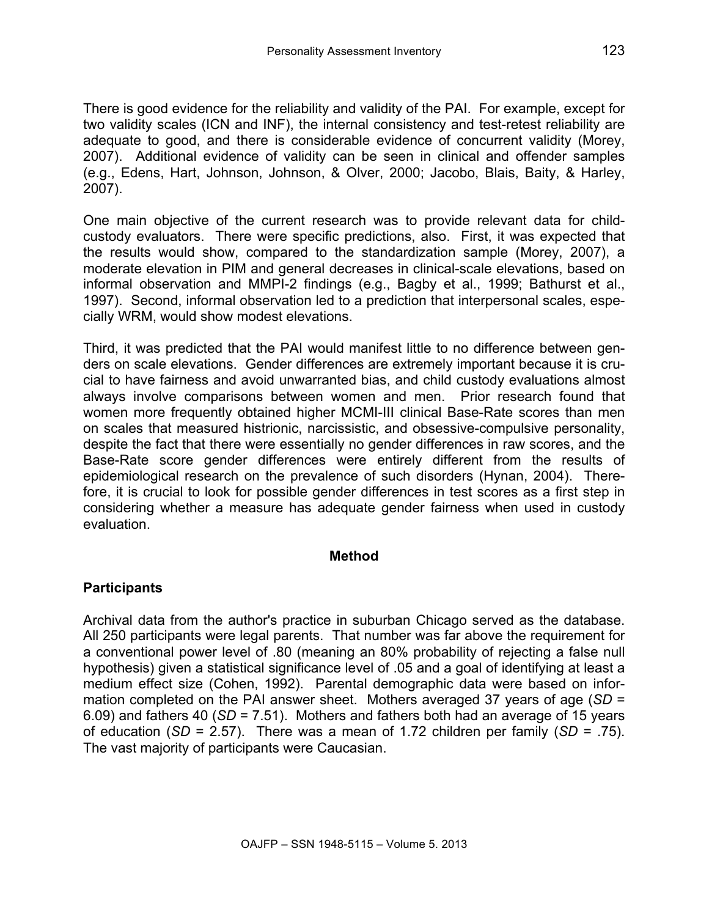There is good evidence for the reliability and validity of the PAI. For example, except for two validity scales (ICN and INF), the internal consistency and test-retest reliability are adequate to good, and there is considerable evidence of concurrent validity (Morey, 2007). Additional evidence of validity can be seen in clinical and offender samples (e.g., Edens, Hart, Johnson, Johnson, & Olver, 2000; Jacobo, Blais, Baity, & Harley, 2007).

One main objective of the current research was to provide relevant data for child-custody evaluators. There were specific predictions, also. First, it was expected that the results would show, compared to the standardization sample (Morey, 2007), a moderate elevation in PIM and general decreases in clinical-scale elevations, based on informal observation and MMPI-2 findings (e.g., Bagby et al., 1999; Bathurst et al., 1997). Second, informal observation led to a prediction that interpersonal scales, especially WRM, would show modest elevations.

Third, it was predicted that the PAI would manifest little to no difference between genders on scale elevations. Gender differences are extremely important because it is crucial to have fairness and avoid unwarranted bias, and child custody evaluations almost always involve comparisons between women and men. Prior research found that women more frequently obtained higher MCMI-III clinical Base-Rate scores than men on scales that measured histrionic, narcissistic, and obsessive-compulsive personality, despite the fact that there were essentially no gender differences in raw scores, and the Base-Rate score gender differences were entirely different from the results of epidemiological research on the prevalence of such disorders (Hynan, 2004). Therefore, it is crucial to look for possible gender differences in test scores as a first step in considering whether a measure has adequate gender fairness when used in custody evaluation.

## Method

### Participants

Archival data from the author's practice in suburban Chicago served as the database. All 250 participants were legal parents. That number was far above the requirement for a conventional power level of .80 (meaning an 80% probability of rejecting a false null hypothesis) given a statistical significance level of .05 and a goal of identifying at least a medium effect size (Cohen, 1992). Parental demographic data were based on information completed on the PAI answer sheet. Mothers averaged 37 years of age ($SD$ = 6.09) and fathers 40 ($SD$ = 7.51). Mothers and fathers both had an average of 15 years of education ($SD$ = 2.57). There was a mean of 1.72 children per family ($SD$ = .75). The vast majority of participants were Caucasian.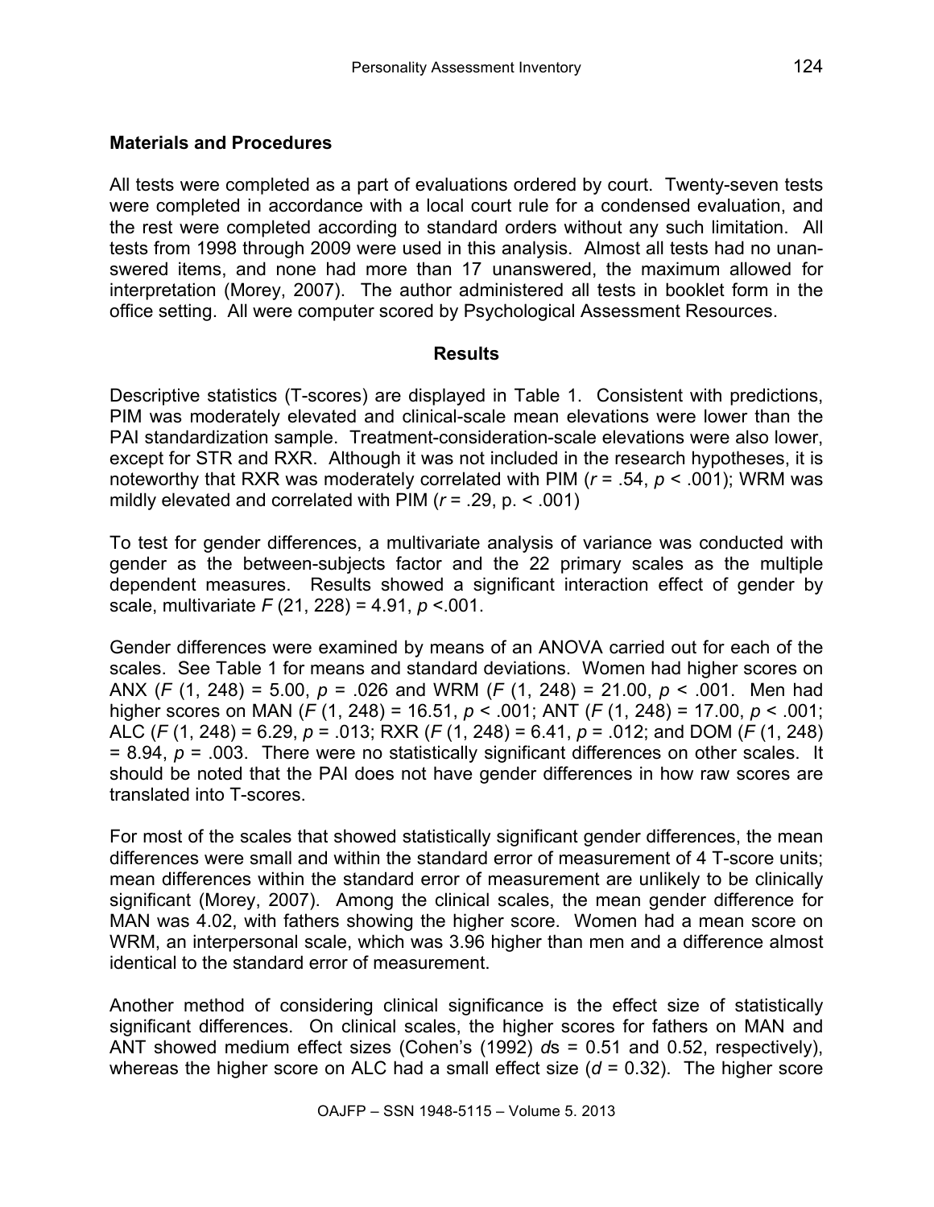### Materials and Procedures

All tests were completed as a part of evaluations ordered by court. Twenty-seven tests were completed in accordance with a local court rule for a condensed evaluation, and the rest were completed according to standard orders without any such limitation. All tests from 1998 through 2009 were used in this analysis. Almost all tests had no unanswered items, and none had more than 17 unanswered, the maximum allowed for interpretation (Morey, 2007). The author administered all tests in booklet form in the office setting. All were computer scored by Psychological Assessment Resources.

## Results

Descriptive statistics (T-scores) are displayed in Table 1. Consistent with predictions, PIM was moderately elevated and clinical-scale mean elevations were lower than the PAI standardization sample. Treatment-consideration-scale elevations were also lower, except for STR and RXR. Although it was not included in the research hypotheses, it is noteworthy that RXR was moderately correlated with PIM ($r$ = .54, $p$ < .001); WRM was mildly elevated and correlated with PIM ($r$ = .29, p. < .001)

To test for gender differences, a multivariate analysis of variance was conducted with gender as the between-subjects factor and the 22 primary scales as the multiple dependent measures. Results showed a significant interaction effect of gender by scale, multivariate $F$ (21, 228) = 4.91, $p$ <.001.

Gender differences were examined by means of an ANOVA carried out for each of the scales. See Table 1 for means and standard deviations. Women had higher scores on ANX ($F$ (1, 248) = 5.00, $p$ = .026 and WRM ($F$ (1, 248) = 21.00, $p$ < .001. Men had higher scores on MAN ($F$ (1, 248) = 16.51, $p$ < .001; ANT ($F$ (1, 248) = 17.00, $p$ < .001; ALC ($F$ (1, 248) = 6.29, $p$ = .013; RXR ($F$ (1, 248) = 6.41, $p$ = .012; and DOM ($F$ (1, 248) = 8.94, $p$ = .003. There were no statistically significant differences on other scales. It should be noted that the PAI does not have gender differences in how raw scores are translated into T-scores.

For most of the scales that showed statistically significant gender differences, the mean differences were small and within the standard error of measurement of 4 T-score units; mean differences within the standard error of measurement are unlikely to be clinically significant (Morey, 2007). Among the clinical scales, the mean gender difference for MAN was 4.02, with fathers showing the higher score. Women had a mean score on WRM, an interpersonal scale, which was 3.96 higher than men and a difference almost identical to the standard error of measurement.

Another method of considering clinical significance is the effect size of statistically significant differences. On clinical scales, the higher scores for fathers on MAN and ANT showed medium effect sizes (Cohen's (1992) $d$s = 0.51 and 0.52, respectively), whereas the higher score on ALC had a small effect size ($d$ = 0.32). The higher score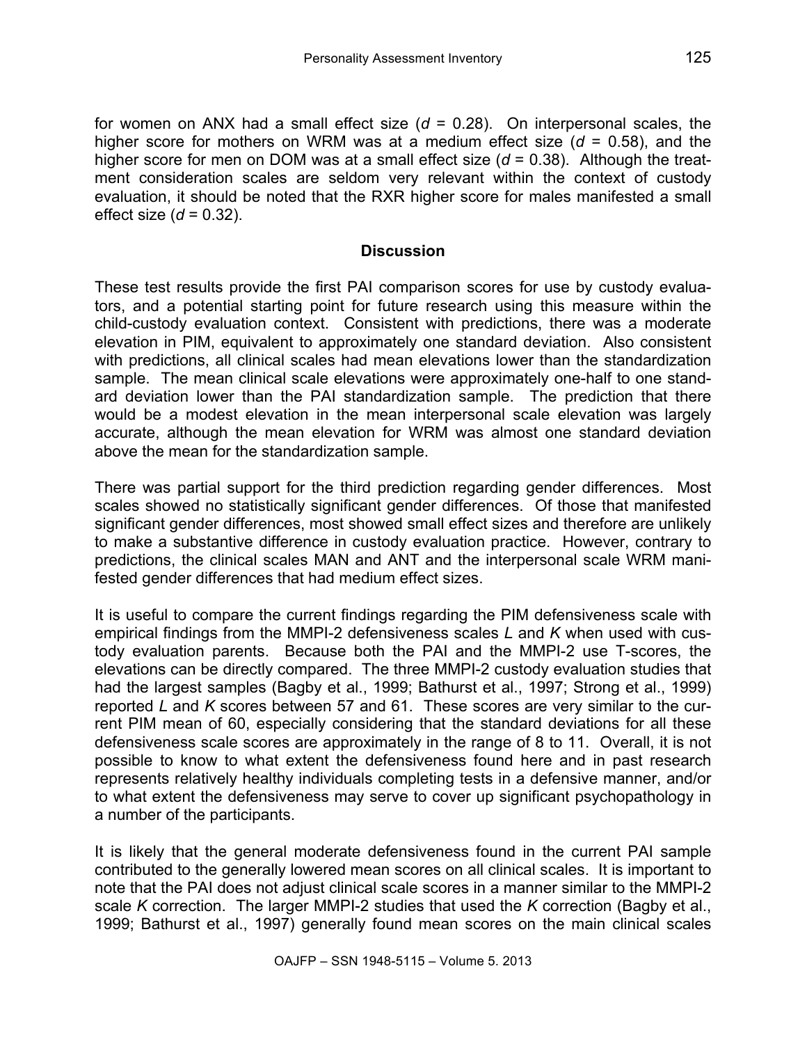for women on ANX had a small effect size (*d* = 0.28). On interpersonal scales, the higher score for mothers on WRM was at a medium effect size (*d* = 0.58), and the higher score for men on DOM was at a small effect size (*d* = 0.38). Although the treatment consideration scales are seldom very relevant within the context of custody evaluation, it should be noted that the RXR higher score for males manifested a small effect size (*d* = 0.32).

## Discussion

These test results provide the first PAI comparison scores for use by custody evaluators, and a potential starting point for future research using this measure within the child-custody evaluation context. Consistent with predictions, there was a moderate elevation in PIM, equivalent to approximately one standard deviation. Also consistent with predictions, all clinical scales had mean elevations lower than the standardization sample. The mean clinical scale elevations were approximately one-half to one standard deviation lower than the PAI standardization sample. The prediction that there would be a modest elevation in the mean interpersonal scale elevation was largely accurate, although the mean elevation for WRM was almost one standard deviation above the mean for the standardization sample.

There was partial support for the third prediction regarding gender differences. Most scales showed no statistically significant gender differences. Of those that manifested significant gender differences, most showed small effect sizes and therefore are unlikely to make a substantive difference in custody evaluation practice. However, contrary to predictions, the clinical scales MAN and ANT and the interpersonal scale WRM manifested gender differences that had medium effect sizes.

It is useful to compare the current findings regarding the PIM defensiveness scale with empirical findings from the MMPI-2 defensiveness scales *L* and *K* when used with custody evaluation parents. Because both the PAI and the MMPI-2 use T-scores, the elevations can be directly compared. The three MMPI-2 custody evaluation studies that had the largest samples (Bagby et al., 1999; Bathurst et al., 1997; Strong et al., 1999) reported *L* and *K* scores between 57 and 61. These scores are very similar to the current PIM mean of 60, especially considering that the standard deviations for all these defensiveness scale scores are approximately in the range of 8 to 11. Overall, it is not possible to know to what extent the defensiveness found here and in past research represents relatively healthy individuals completing tests in a defensive manner, and/or to what extent the defensiveness may serve to cover up significant psychopathology in a number of the participants.

It is likely that the general moderate defensiveness found in the current PAI sample contributed to the generally lowered mean scores on all clinical scales. It is important to note that the PAI does not adjust clinical scale scores in a manner similar to the MMPI-2 scale *K* correction. The larger MMPI-2 studies that used the *K* correction (Bagby et al., 1999; Bathurst et al., 1997) generally found mean scores on the main clinical scales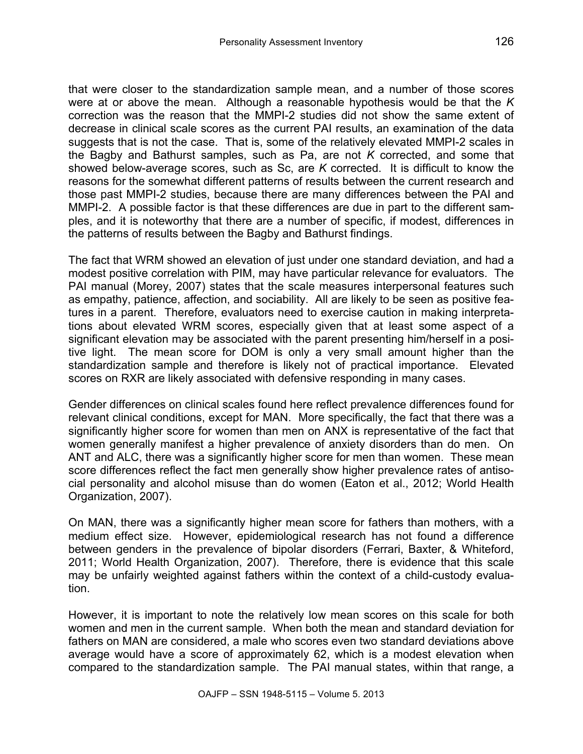that were closer to the standardization sample mean, and a number of those scores were at or above the mean. Although a reasonable hypothesis would be that the *K* correction was the reason that the MMPI-2 studies did not show the same extent of decrease in clinical scale scores as the current PAI results, an examination of the data suggests that is not the case. That is, some of the relatively elevated MMPI-2 scales in the Bagby and Bathurst samples, such as Pa, are not *K* corrected, and some that showed below-average scores, such as Sc, are *K* corrected. It is difficult to know the reasons for the somewhat different patterns of results between the current research and those past MMPI-2 studies, because there are many differences between the PAI and MMPI-2. A possible factor is that these differences are due in part to the different samples, and it is noteworthy that there are a number of specific, if modest, differences in the patterns of results between the Bagby and Bathurst findings.

The fact that WRM showed an elevation of just under one standard deviation, and had a modest positive correlation with PIM, may have particular relevance for evaluators. The PAI manual (Morey, 2007) states that the scale measures interpersonal features such as empathy, patience, affection, and sociability. All are likely to be seen as positive features in a parent. Therefore, evaluators need to exercise caution in making interpretations about elevated WRM scores, especially given that at least some aspect of a significant elevation may be associated with the parent presenting him/herself in a positive light. The mean score for DOM is only a very small amount higher than the standardization sample and therefore is likely not of practical importance. Elevated scores on RXR are likely associated with defensive responding in many cases.

Gender differences on clinical scales found here reflect prevalence differences found for relevant clinical conditions, except for MAN. More specifically, the fact that there was a significantly higher score for women than men on ANX is representative of the fact that women generally manifest a higher prevalence of anxiety disorders than do men. On ANT and ALC, there was a significantly higher score for men than women. These mean score differences reflect the fact men generally show higher prevalence rates of antisocial personality and alcohol misuse than do women (Eaton et al., 2012; World Health Organization, 2007).

On MAN, there was a significantly higher mean score for fathers than mothers, with a medium effect size. However, epidemiological research has not found a difference between genders in the prevalence of bipolar disorders (Ferrari, Baxter, & Whiteford, 2011; World Health Organization, 2007). Therefore, there is evidence that this scale may be unfairly weighted against fathers within the context of a child-custody evaluation.

However, it is important to note the relatively low mean scores on this scale for both women and men in the current sample. When both the mean and standard deviation for fathers on MAN are considered, a male who scores even two standard deviations above average would have a score of approximately 62, which is a modest elevation when compared to the standardization sample. The PAI manual states, within that range, a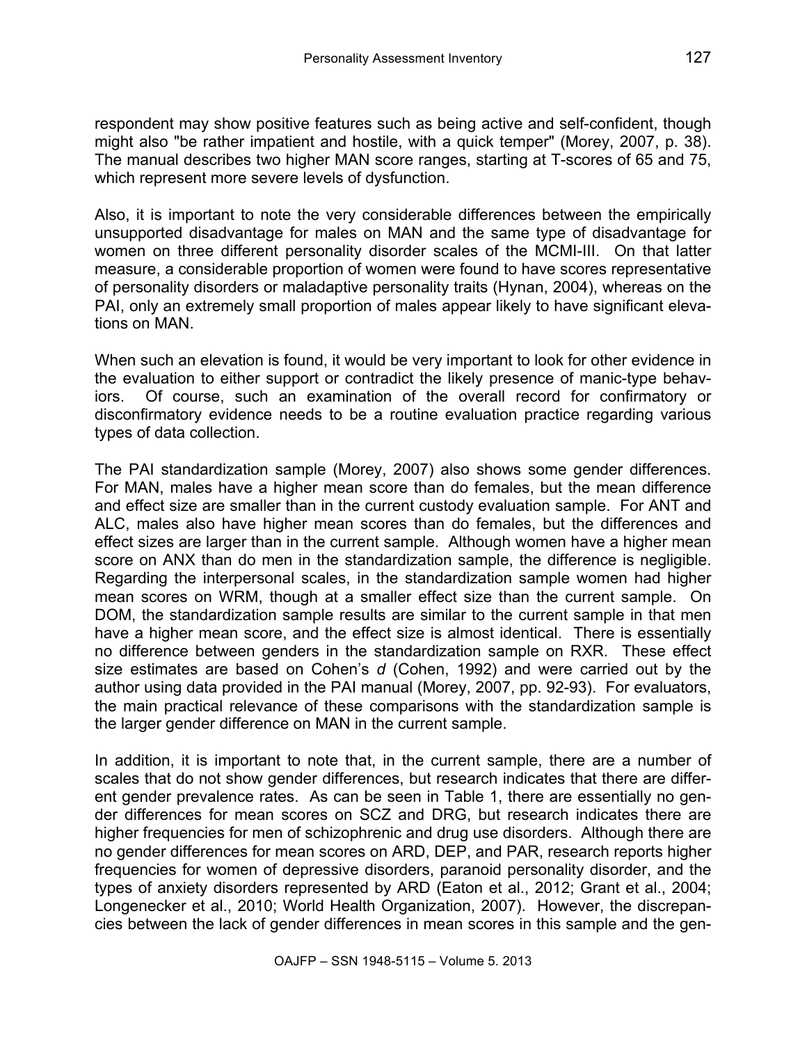respondent may show positive features such as being active and self-confident, though might also "be rather impatient and hostile, with a quick temper" (Morey, 2007, p. 38). The manual describes two higher MAN score ranges, starting at T-scores of 65 and 75, which represent more severe levels of dysfunction.

Also, it is important to note the very considerable differences between the empirically unsupported disadvantage for males on MAN and the same type of disadvantage for women on three different personality disorder scales of the MCMI-III. On that latter measure, a considerable proportion of women were found to have scores representative of personality disorders or maladaptive personality traits (Hynan, 2004), whereas on the PAI, only an extremely small proportion of males appear likely to have significant elevations on MAN.

When such an elevation is found, it would be very important to look for other evidence in the evaluation to either support or contradict the likely presence of manic-type behaviors. Of course, such an examination of the overall record for confirmatory or disconfirmatory evidence needs to be a routine evaluation practice regarding various types of data collection.

The PAI standardization sample (Morey, 2007) also shows some gender differences. For MAN, males have a higher mean score than do females, but the mean difference and effect size are smaller than in the current custody evaluation sample. For ANT and ALC, males also have higher mean scores than do females, but the differences and effect sizes are larger than in the current sample. Although women have a higher mean score on ANX than do men in the standardization sample, the difference is negligible. Regarding the interpersonal scales, in the standardization sample women had higher mean scores on WRM, though at a smaller effect size than the current sample. On DOM, the standardization sample results are similar to the current sample in that men have a higher mean score, and the effect size is almost identical. There is essentially no difference between genders in the standardization sample on RXR. These effect size estimates are based on Cohen's *d* (Cohen, 1992) and were carried out by the author using data provided in the PAI manual (Morey, 2007, pp. 92-93). For evaluators, the main practical relevance of these comparisons with the standardization sample is the larger gender difference on MAN in the current sample.

In addition, it is important to note that, in the current sample, there are a number of scales that do not show gender differences, but research indicates that there are different gender prevalence rates. As can be seen in Table 1, there are essentially no gender differences for mean scores on SCZ and DRG, but research indicates there are higher frequencies for men of schizophrenic and drug use disorders. Although there are no gender differences for mean scores on ARD, DEP, and PAR, research reports higher frequencies for women of depressive disorders, paranoid personality disorder, and the types of anxiety disorders represented by ARD (Eaton et al., 2012; Grant et al., 2004; Longenecker et al., 2010; World Health Organization, 2007). However, the discrepancies between the lack of gender differences in mean scores in this sample and the gen-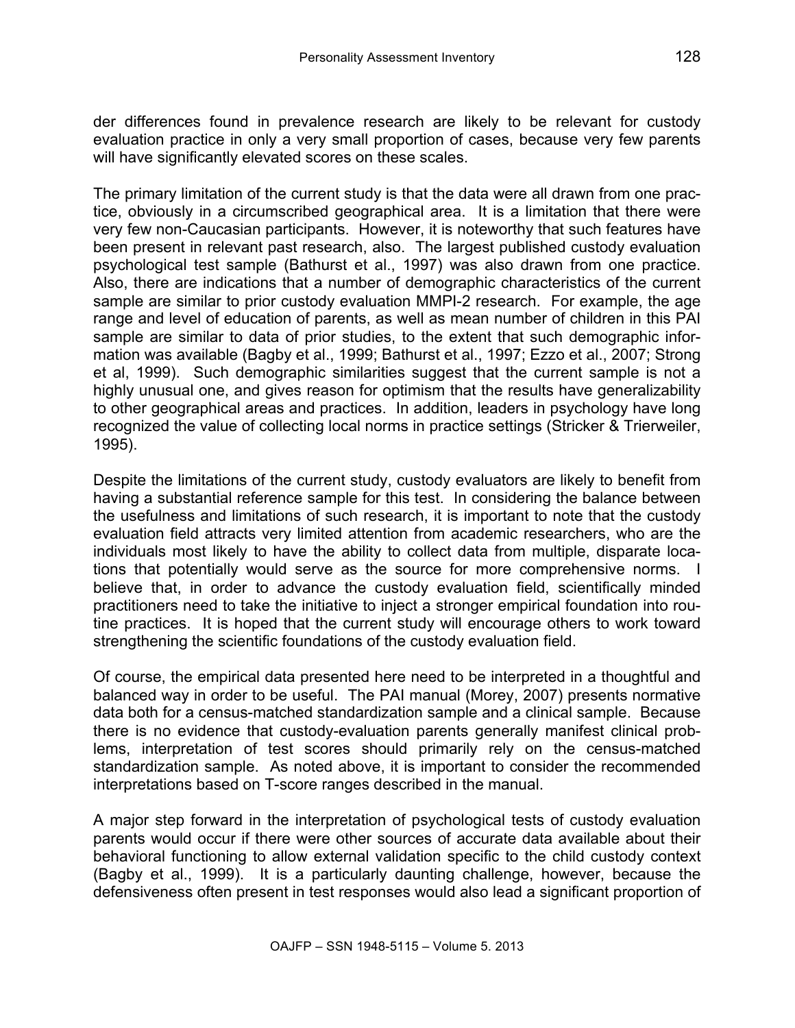der differences found in prevalence research are likely to be relevant for custody evaluation practice in only a very small proportion of cases, because very few parents will have significantly elevated scores on these scales.

The primary limitation of the current study is that the data were all drawn from one practice, obviously in a circumscribed geographical area. It is a limitation that there were very few non-Caucasian participants. However, it is noteworthy that such features have been present in relevant past research, also. The largest published custody evaluation psychological test sample (Bathurst et al., 1997) was also drawn from one practice. Also, there are indications that a number of demographic characteristics of the current sample are similar to prior custody evaluation MMPI-2 research. For example, the age range and level of education of parents, as well as mean number of children in this PAI sample are similar to data of prior studies, to the extent that such demographic information was available (Bagby et al., 1999; Bathurst et al., 1997; Ezzo et al., 2007; Strong et al, 1999). Such demographic similarities suggest that the current sample is not a highly unusual one, and gives reason for optimism that the results have generalizability to other geographical areas and practices. In addition, leaders in psychology have long recognized the value of collecting local norms in practice settings (Stricker & Trierweiler, 1995).

Despite the limitations of the current study, custody evaluators are likely to benefit from having a substantial reference sample for this test. In considering the balance between the usefulness and limitations of such research, it is important to note that the custody evaluation field attracts very limited attention from academic researchers, who are the individuals most likely to have the ability to collect data from multiple, disparate locations that potentially would serve as the source for more comprehensive norms. I believe that, in order to advance the custody evaluation field, scientifically minded practitioners need to take the initiative to inject a stronger empirical foundation into routine practices. It is hoped that the current study will encourage others to work toward strengthening the scientific foundations of the custody evaluation field.

Of course, the empirical data presented here need to be interpreted in a thoughtful and balanced way in order to be useful. The PAI manual (Morey, 2007) presents normative data both for a census-matched standardization sample and a clinical sample. Because there is no evidence that custody-evaluation parents generally manifest clinical problems, interpretation of test scores should primarily rely on the census-matched standardization sample. As noted above, it is important to consider the recommended interpretations based on T-score ranges described in the manual.

A major step forward in the interpretation of psychological tests of custody evaluation parents would occur if there were other sources of accurate data available about their behavioral functioning to allow external validation specific to the child custody context (Bagby et al., 1999). It is a particularly daunting challenge, however, because the defensiveness often present in test responses would also lead a significant proportion of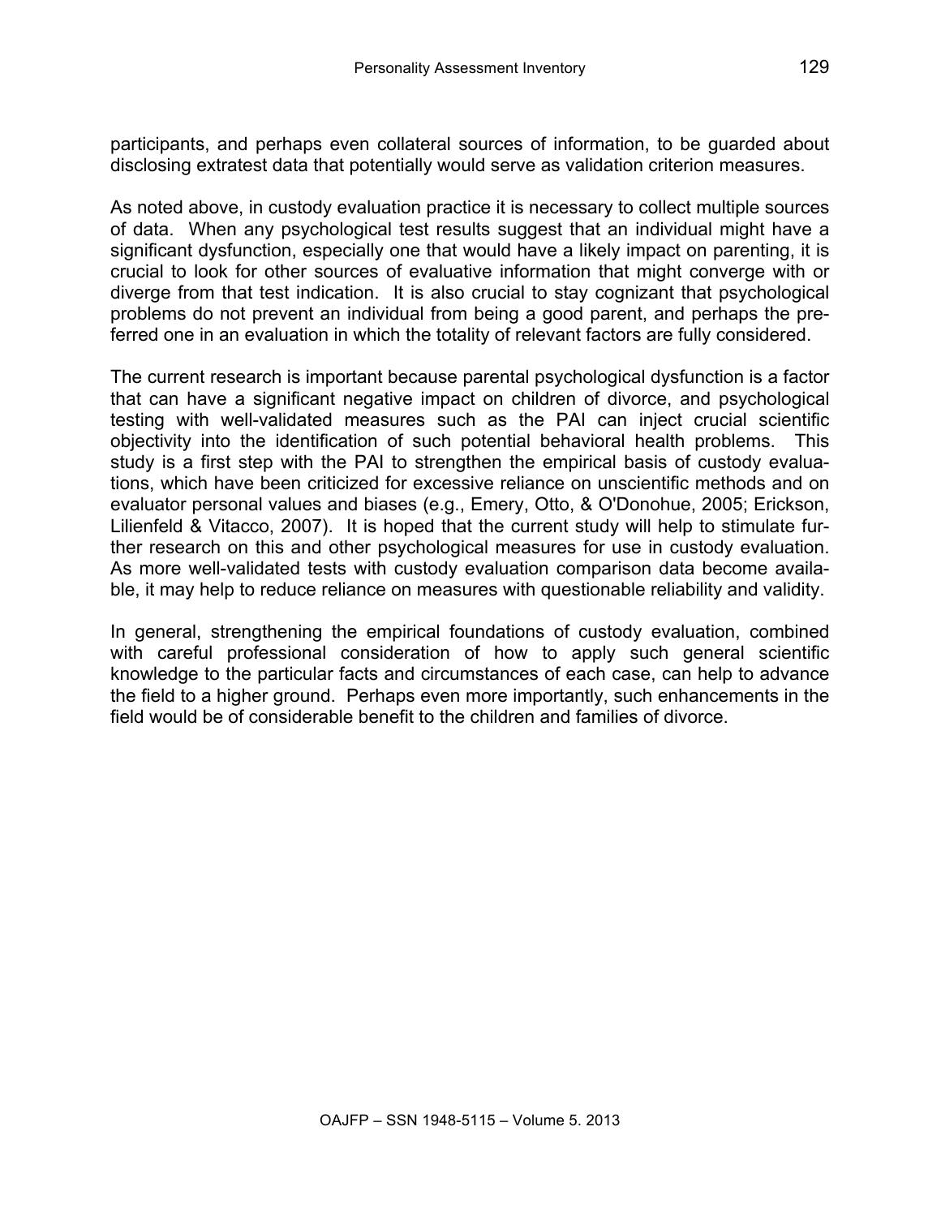participants, and perhaps even collateral sources of information, to be guarded about disclosing extratest data that potentially would serve as validation criterion measures.

As noted above, in custody evaluation practice it is necessary to collect multiple sources of data. When any psychological test results suggest that an individual might have a significant dysfunction, especially one that would have a likely impact on parenting, it is crucial to look for other sources of evaluative information that might converge with or diverge from that test indication. It is also crucial to stay cognizant that psychological problems do not prevent an individual from being a good parent, and perhaps the preferred one in an evaluation in which the totality of relevant factors are fully considered.

The current research is important because parental psychological dysfunction is a factor that can have a significant negative impact on children of divorce, and psychological testing with well-validated measures such as the PAI can inject crucial scientific objectivity into the identification of such potential behavioral health problems. This study is a first step with the PAI to strengthen the empirical basis of custody evaluations, which have been criticized for excessive reliance on unscientific methods and on evaluator personal values and biases (e.g., Emery, Otto, & O'Donohue, 2005; Erickson, Lilienfeld & Vitacco, 2007). It is hoped that the current study will help to stimulate further research on this and other psychological measures for use in custody evaluation. As more well-validated tests with custody evaluation comparison data become available, it may help to reduce reliance on measures with questionable reliability and validity.

In general, strengthening the empirical foundations of custody evaluation, combined with careful professional consideration of how to apply such general scientific knowledge to the particular facts and circumstances of each case, can help to advance the field to a higher ground. Perhaps even more importantly, such enhancements in the field would be of considerable benefit to the children and families of divorce.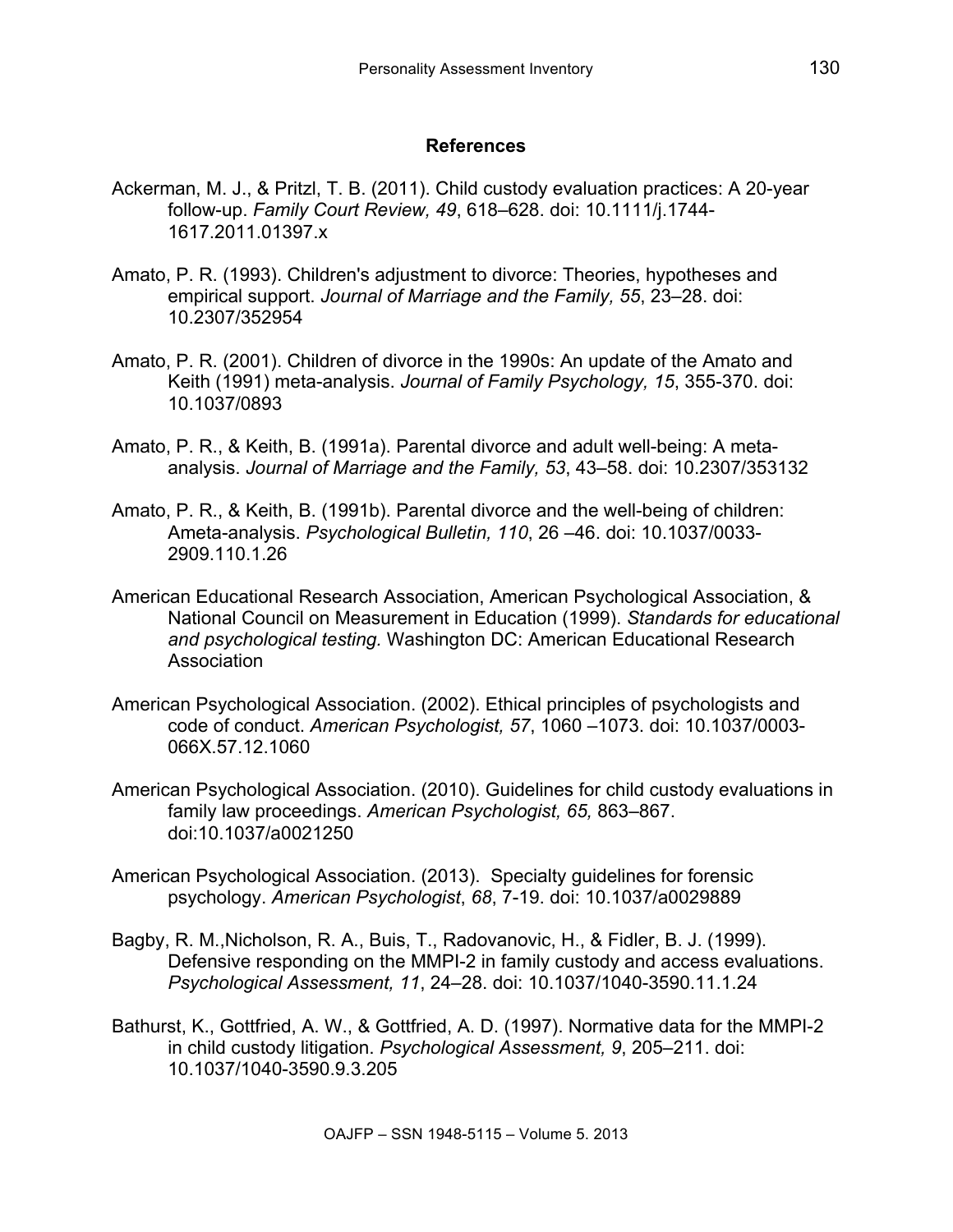## References

Ackerman, M. J., & Pritzl, T. B. (2011). Child custody evaluation practices: A 20-year follow-up. *Family Court Review, 49*, 618–628. doi: 10.1111/j.1744-1617.2011.01397.x

Amato, P. R. (1993). Children's adjustment to divorce: Theories, hypotheses and empirical support. *Journal of Marriage and the Family, 55*, 23–28. doi: 10.2307/352954

Amato, P. R. (2001). Children of divorce in the 1990s: An update of the Amato and Keith (1991) meta-analysis. *Journal of Family Psychology, 15*, 355-370. doi: 10.1037/0893

Amato, P. R., & Keith, B. (1991a). Parental divorce and adult well-being: A meta-analysis. *Journal of Marriage and the Family, 53*, 43–58. doi: 10.2307/353132

Amato, P. R., & Keith, B. (1991b). Parental divorce and the well-being of children: Ameta-analysis. *Psychological Bulletin, 110*, 26 –46. doi: 10.1037/0033-2909.110.1.26

American Educational Research Association, American Psychological Association, & National Council on Measurement in Education (1999). *Standards for educational and psychological testing.* Washington DC: American Educational Research Association

American Psychological Association. (2002). Ethical principles of psychologists and code of conduct. *American Psychologist, 57*, 1060 –1073. doi: 10.1037/0003-066X.57.12.1060

American Psychological Association. (2010). Guidelines for child custody evaluations in family law proceedings. *American Psychologist, 65,* 863–867. doi:10.1037/a0021250

American Psychological Association. (2013). Specialty guidelines for forensic psychology. *American Psychologist*, *68*, 7-19. doi: 10.1037/a0029889

Bagby, R. M.,Nicholson, R. A., Buis, T., Radovanovic, H., & Fidler, B. J. (1999). Defensive responding on the MMPI-2 in family custody and access evaluations. *Psychological Assessment, 11*, 24–28. doi: 10.1037/1040-3590.11.1.24

Bathurst, K., Gottfried, A. W., & Gottfried, A. D. (1997). Normative data for the MMPI-2 in child custody litigation. *Psychological Assessment, 9*, 205–211. doi: 10.1037/1040-3590.9.3.205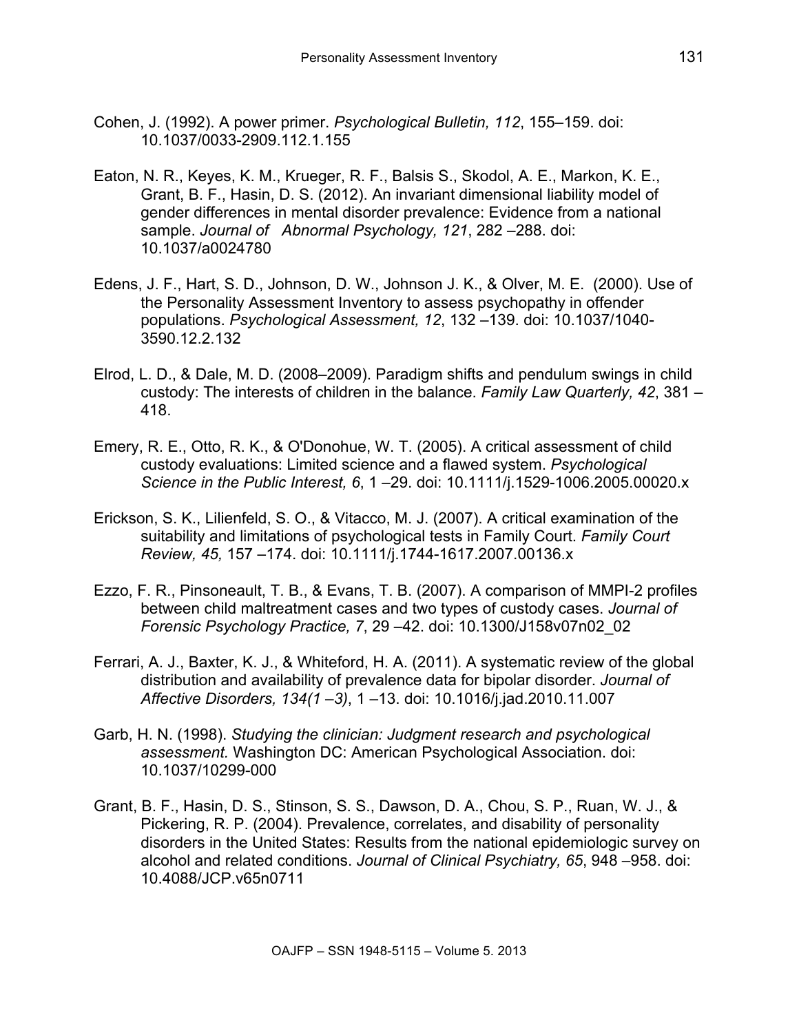Cohen, J. (1992). A power primer. *Psychological Bulletin, 112*, 155–159. doi: 10.1037/0033-2909.112.1.155

Eaton, N. R., Keyes, K. M., Krueger, R. F., Balsis S., Skodol, A. E., Markon, K. E., Grant, B. F., Hasin, D. S. (2012). An invariant dimensional liability model of gender differences in mental disorder prevalence: Evidence from a national sample. *Journal of Abnormal Psychology, 121*, 282 –288. doi: 10.1037/a0024780

Edens, J. F., Hart, S. D., Johnson, D. W., Johnson J. K., & Olver, M. E. (2000). Use of the Personality Assessment Inventory to assess psychopathy in offender populations. *Psychological Assessment, 12*, 132 –139. doi: 10.1037/1040-3590.12.2.132

Elrod, L. D., & Dale, M. D. (2008–2009). Paradigm shifts and pendulum swings in child custody: The interests of children in the balance. *Family Law Quarterly, 42*, 381 – 418.

Emery, R. E., Otto, R. K., & O'Donohue, W. T. (2005). A critical assessment of child custody evaluations: Limited science and a flawed system. *Psychological Science in the Public Interest, 6*, 1 –29. doi: 10.1111/j.1529-1006.2005.00020.x

Erickson, S. K., Lilienfeld, S. O., & Vitacco, M. J. (2007). A critical examination of the suitability and limitations of psychological tests in Family Court. *Family Court Review, 45,* 157 –174. doi: 10.1111/j.1744-1617.2007.00136.x

Ezzo, F. R., Pinsoneault, T. B., & Evans, T. B. (2007). A comparison of MMPI-2 profiles between child maltreatment cases and two types of custody cases. *Journal of Forensic Psychology Practice, 7*, 29 –42. doi: 10.1300/J158v07n02_02

Ferrari, A. J., Baxter, K. J., & Whiteford, H. A. (2011). A systematic review of the global distribution and availability of prevalence data for bipolar disorder. *Journal of Affective Disorders, 134(1 –3)*, 1 –13. doi: 10.1016/j.jad.2010.11.007

Garb, H. N. (1998). *Studying the clinician: Judgment research and psychological assessment*. Washington DC: American Psychological Association. doi: 10.1037/10299-000

Grant, B. F., Hasin, D. S., Stinson, S. S., Dawson, D. A., Chou, S. P., Ruan, W. J., & Pickering, R. P. (2004). Prevalence, correlates, and disability of personality disorders in the United States: Results from the national epidemiologic survey on alcohol and related conditions. *Journal of Clinical Psychiatry, 65*, 948 –958. doi: 10.4088/JCP.v65n0711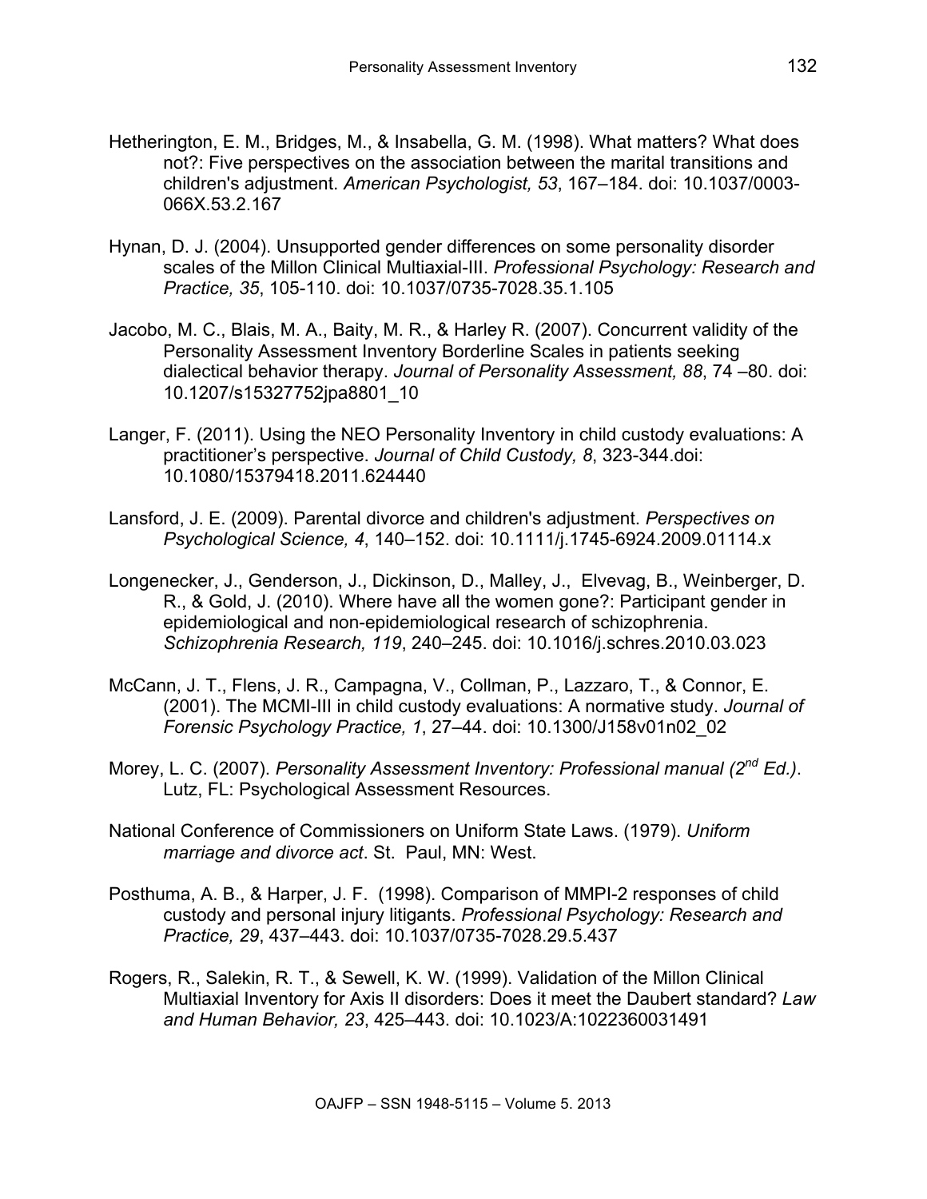Hetherington, E. M., Bridges, M., & Insabella, G. M. (1998). What matters? What does not?: Five perspectives on the association between the marital transitions and children's adjustment. *American Psychologist, 53*, 167–184. doi: 10.1037/0003-066X.53.2.167

Hynan, D. J. (2004). Unsupported gender differences on some personality disorder scales of the Millon Clinical Multiaxial-III. *Professional Psychology: Research and Practice, 35*, 105-110. doi: 10.1037/0735-7028.35.1.105

Jacobo, M. C., Blais, M. A., Baity, M. R., & Harley R. (2007). Concurrent validity of the Personality Assessment Inventory Borderline Scales in patients seeking dialectical behavior therapy. *Journal of Personality Assessment, 88*, 74 –80. doi: 10.1207/s15327752jpa8801_10

Langer, F. (2011). Using the NEO Personality Inventory in child custody evaluations: A practitioner's perspective. *Journal of Child Custody, 8*, 323-344.doi: 10.1080/15379418.2011.624440

Lansford, J. E. (2009). Parental divorce and children's adjustment. *Perspectives on Psychological Science, 4*, 140–152. doi: 10.1111/j.1745-6924.2009.01114.x

Longenecker, J., Genderson, J., Dickinson, D., Malley, J., Elvevag, B., Weinberger, D. R., & Gold, J. (2010). Where have all the women gone?: Participant gender in epidemiological and non-epidemiological research of schizophrenia. *Schizophrenia Research, 119*, 240–245. doi: 10.1016/j.schres.2010.03.023

McCann, J. T., Flens, J. R., Campagna, V., Collman, P., Lazzaro, T., & Connor, E. (2001). The MCMI-III in child custody evaluations: A normative study. *Journal of Forensic Psychology Practice, 1*, 27–44. doi: 10.1300/J158v01n02_02

Morey, L. C. (2007). *Personality Assessment Inventory: Professional manual (2nd Ed.)*. Lutz, FL: Psychological Assessment Resources.

National Conference of Commissioners on Uniform State Laws. (1979). *Uniform marriage and divorce act*. St. Paul, MN: West.

Posthuma, A. B., & Harper, J. F. (1998). Comparison of MMPI-2 responses of child custody and personal injury litigants. *Professional Psychology: Research and Practice, 29*, 437–443. doi: 10.1037/0735-7028.29.5.437

Rogers, R., Salekin, R. T., & Sewell, K. W. (1999). Validation of the Millon Clinical Multiaxial Inventory for Axis II disorders: Does it meet the Daubert standard? *Law and Human Behavior, 23*, 425–443. doi: 10.1023/A:1022360031491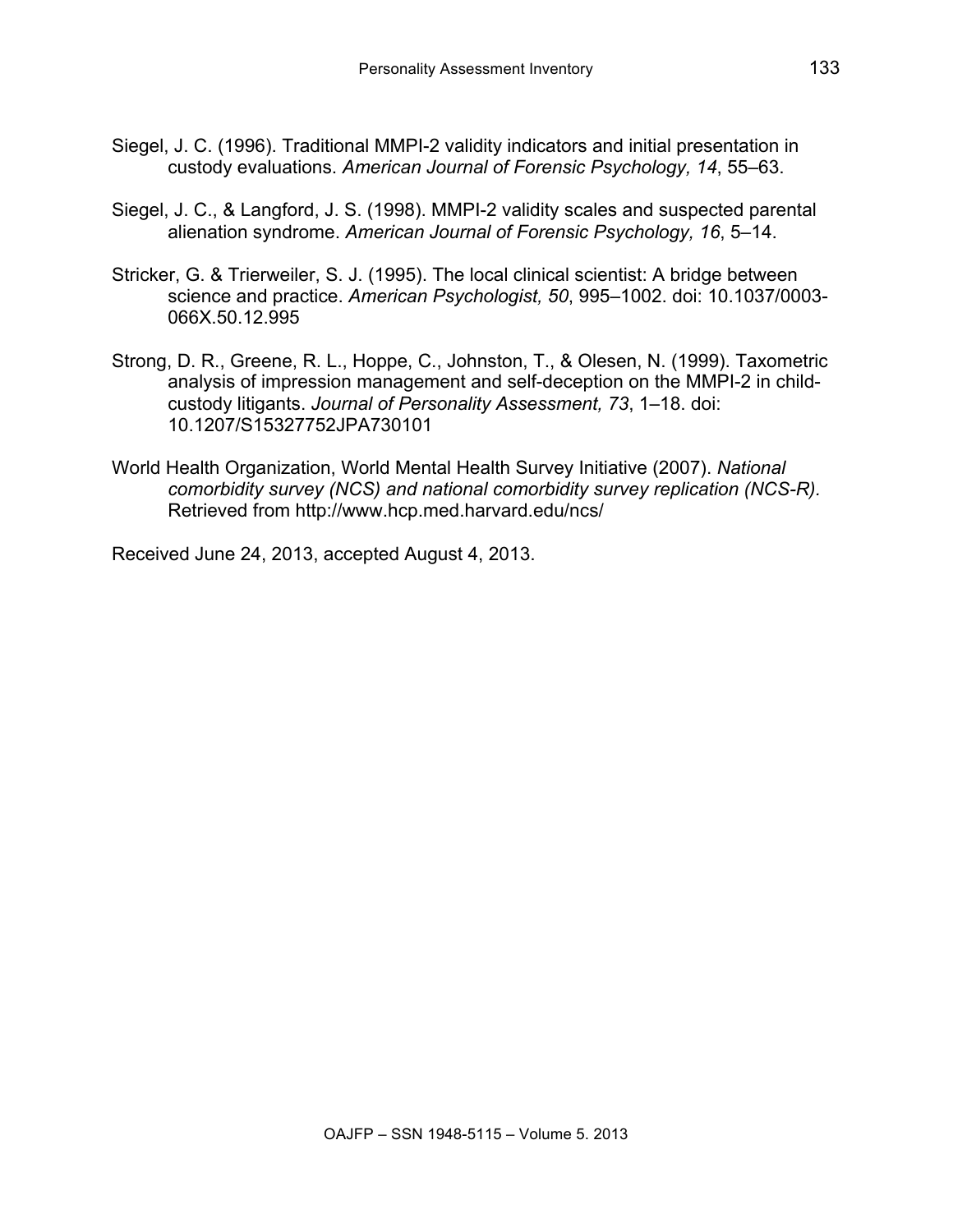Siegel, J. C. (1996). Traditional MMPI-2 validity indicators and initial presentation in custody evaluations. *American Journal of Forensic Psychology, 14*, 55–63.

Siegel, J. C., & Langford, J. S. (1998). MMPI-2 validity scales and suspected parental alienation syndrome. *American Journal of Forensic Psychology, 16*, 5–14.

Stricker, G. & Trierweiler, S. J. (1995). The local clinical scientist: A bridge between science and practice. *American Psychologist, 50*, 995–1002. doi: 10.1037/0003-066X.50.12.995

Strong, D. R., Greene, R. L., Hoppe, C., Johnston, T., & Olesen, N. (1999). Taxometric analysis of impression management and self-deception on the MMPI-2 in child-custody litigants. *Journal of Personality Assessment, 73*, 1–18. doi: 10.1207/S15327752JPA730101

World Health Organization, World Mental Health Survey Initiative (2007). *National comorbidity survey (NCS) and national comorbidity survey replication (NCS-R).* Retrieved from http://www.hcp.med.harvard.edu/ncs/

Received June 24, 2013, accepted August 4, 2013.